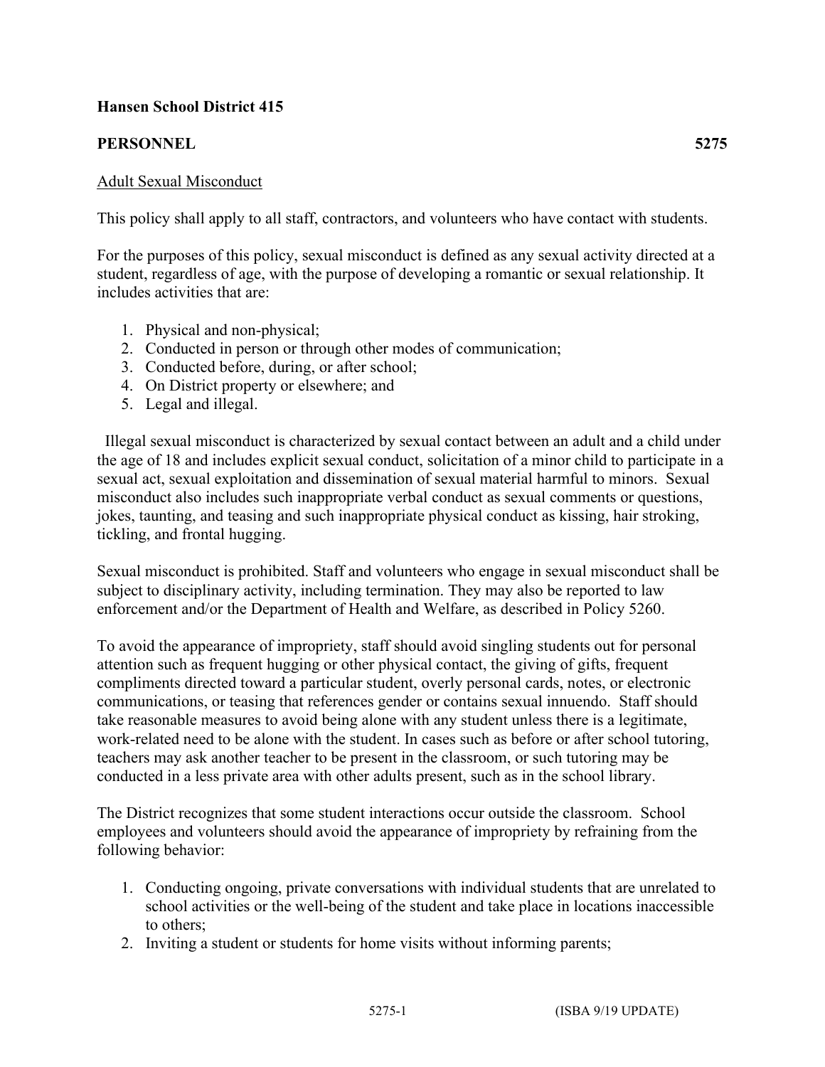**Hansen School District 415**

**PERSONNEL 5275**

Adult Sexual Misconduct

This policy shall apply to all staff, contractors, and volunteers who have contact with students.

For the purposes of this policy, sexual misconduct is defined as any sexual activity directed at a student, regardless of age, with the purpose of developing a romantic or sexual relationship. It includes activities that are:

1. Physical and non-physical;
2. Conducted in person or through other modes of communication;
3. Conducted before, during, or after school;
4. On District property or elsewhere; and
5. Legal and illegal.

Illegal sexual misconduct is characterized by sexual contact between an adult and a child under the age of 18 and includes explicit sexual conduct, solicitation of a minor child to participate in a sexual act, sexual exploitation and dissemination of sexual material harmful to minors. Sexual misconduct also includes such inappropriate verbal conduct as sexual comments or questions, jokes, taunting, and teasing and such inappropriate physical conduct as kissing, hair stroking, tickling, and frontal hugging.

Sexual misconduct is prohibited. Staff and volunteers who engage in sexual misconduct shall be subject to disciplinary activity, including termination. They may also be reported to law enforcement and/or the Department of Health and Welfare, as described in Policy 5260.

To avoid the appearance of impropriety, staff should avoid singling students out for personal attention such as frequent hugging or other physical contact, the giving of gifts, frequent compliments directed toward a particular student, overly personal cards, notes, or electronic communications, or teasing that references gender or contains sexual innuendo. Staff should take reasonable measures to avoid being alone with any student unless there is a legitimate, work-related need to be alone with the student. In cases such as before or after school tutoring, teachers may ask another teacher to be present in the classroom, or such tutoring may be conducted in a less private area with other adults present, such as in the school library.

The District recognizes that some student interactions occur outside the classroom. School employees and volunteers should avoid the appearance of impropriety by refraining from the following behavior:

1. Conducting ongoing, private conversations with individual students that are unrelated to school activities or the well-being of the student and take place in locations inaccessible to others;
2. Inviting a student or students for home visits without informing parents;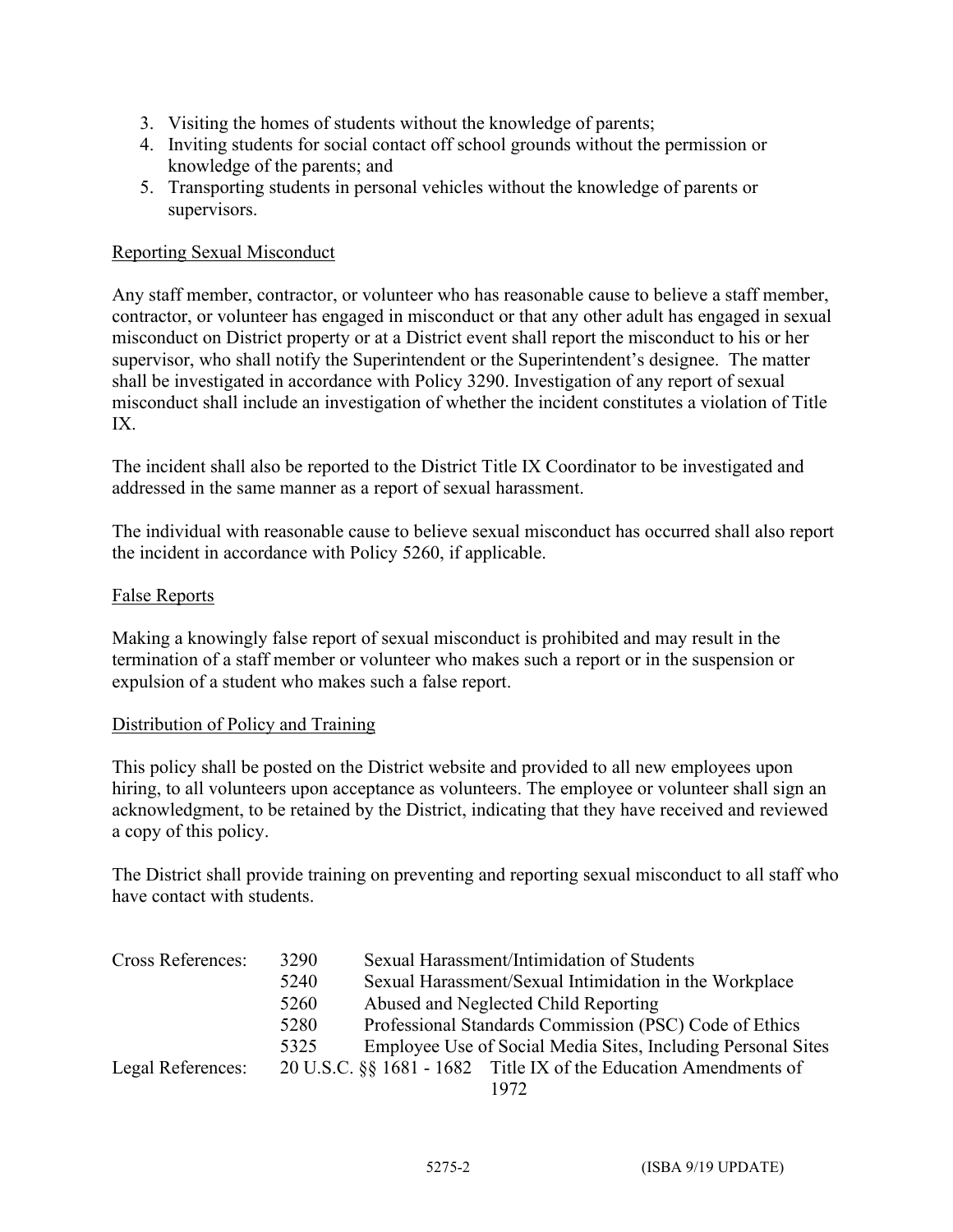3. Visiting the homes of students without the knowledge of parents;
4. Inviting students for social contact off school grounds without the permission or knowledge of the parents; and
5. Transporting students in personal vehicles without the knowledge of parents or supervisors.

<u>Reporting Sexual Misconduct</u>

Any staff member, contractor, or volunteer who has reasonable cause to believe a staff member, contractor, or volunteer has engaged in misconduct or that any other adult has engaged in sexual misconduct on District property or at a District event shall report the misconduct to his or her supervisor, who shall notify the Superintendent or the Superintendent's designee. The matter shall be investigated in accordance with Policy 3290. Investigation of any report of sexual misconduct shall include an investigation of whether the incident constitutes a violation of Title IX.

The incident shall also be reported to the District Title IX Coordinator to be investigated and addressed in the same manner as a report of sexual harassment.

The individual with reasonable cause to believe sexual misconduct has occurred shall also report the incident in accordance with Policy 5260, if applicable.

<u>False Reports</u>

Making a knowingly false report of sexual misconduct is prohibited and may result in the termination of a staff member or volunteer who makes such a report or in the suspension or expulsion of a student who makes such a false report.

<u>Distribution of Policy and Training</u>

This policy shall be posted on the District website and provided to all new employees upon hiring, to all volunteers upon acceptance as volunteers. The employee or volunteer shall sign an acknowledgment, to be retained by the District, indicating that they have received and reviewed a copy of this policy.

The District shall provide training on preventing and reporting sexual misconduct to all staff who have contact with students.

| | | |
|---|---|---|
| Cross References: | 3290 | Sexual Harassment/Intimidation of Students |
| | 5240 | Sexual Harassment/Sexual Intimidation in the Workplace |
| | 5260 | Abused and Neglected Child Reporting |
| | 5280 | Professional Standards Commission (PSC) Code of Ethics |
| | 5325 | Employee Use of Social Media Sites, Including Personal Sites |
| Legal References: | 20 U.S.C. §§ 1681 - 1682 | Title IX of the Education Amendments of 1972 |

5275-2 (ISBA 9/19 UPDATE)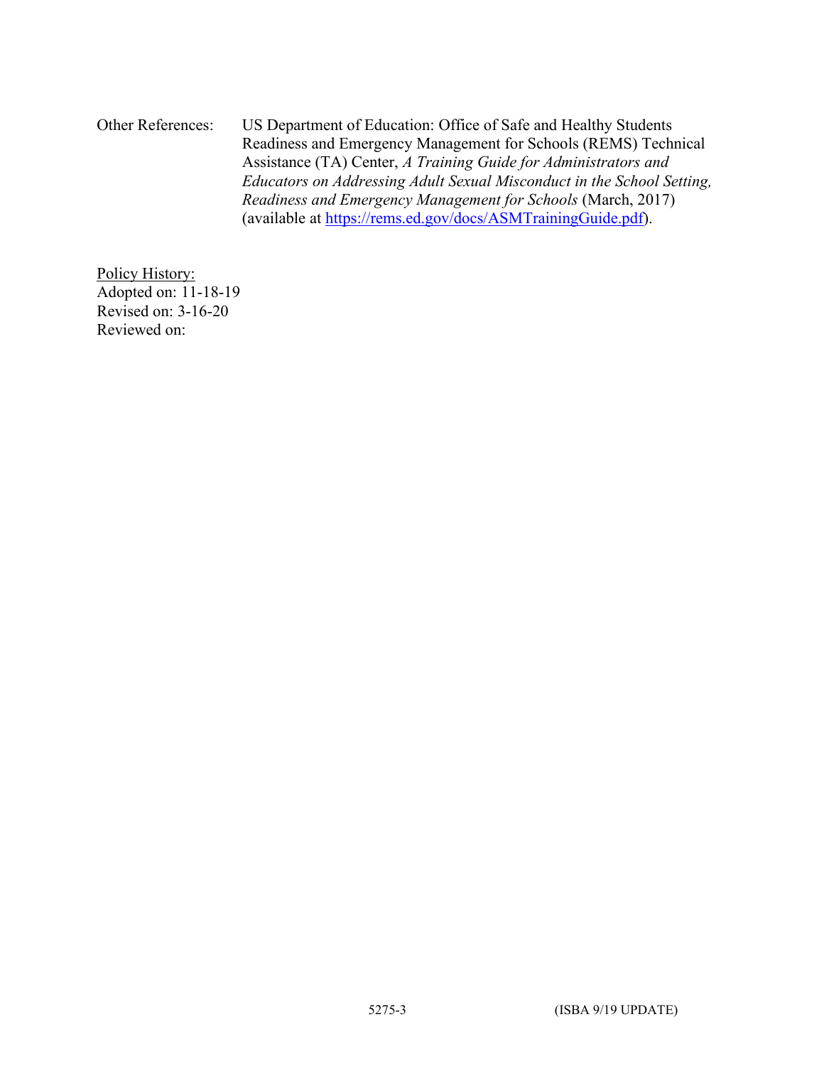Other References: US Department of Education: Office of Safe and Healthy Students Readiness and Emergency Management for Schools (REMS) Technical Assistance (TA) Center, *A Training Guide for Administrators and Educators on Addressing Adult Sexual Misconduct in the School Setting, Readiness and Emergency Management for Schools* (March, 2017) (available at https://rems.ed.gov/docs/ASMTrainingGuide.pdf).

Policy History:
Adopted on: 11-18-19
Revised on: 3-16-20
Reviewed on: